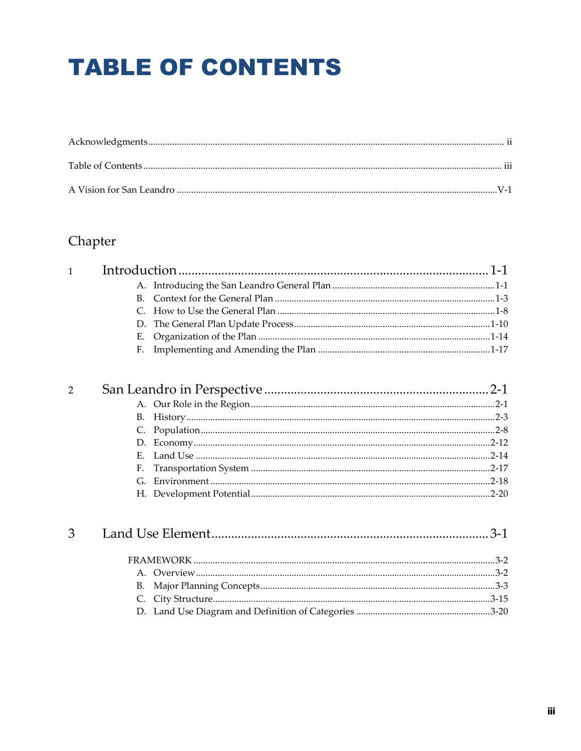# TABLE OF CONTENTS

Acknowledgments .......... ii

Table of Contents .......... iii

A Vision for San Leandro .......... V-1

## Chapter

**1 Introduction .......... 1-1**

- A. Introducing the San Leandro General Plan .......... 1-1
- B. Context for the General Plan .......... 1-3
- C. How to Use the General Plan .......... 1-8
- D. The General Plan Update Process .......... 1-10
- E. Organization of the Plan .......... 1-14
- F. Implementing and Amending the Plan .......... 1-17

**2 San Leandro in Perspective .......... 2-1**

- A. Our Role in the Region .......... 2-1
- B. History .......... 2-3
- C. Population .......... 2-8
- D. Economy .......... 2-12
- E. Land Use .......... 2-14
- F. Transportation System .......... 2-17
- G. Environment .......... 2-18
- H. Development Potential .......... 2-20

**3 Land Use Element .......... 3-1**

FRAMEWORK .......... 3-2

- A. Overview .......... 3-2
- B. Major Planning Concepts .......... 3-3
- C. City Structure .......... 3-15
- D. Land Use Diagram and Definition of Categories .......... 3-20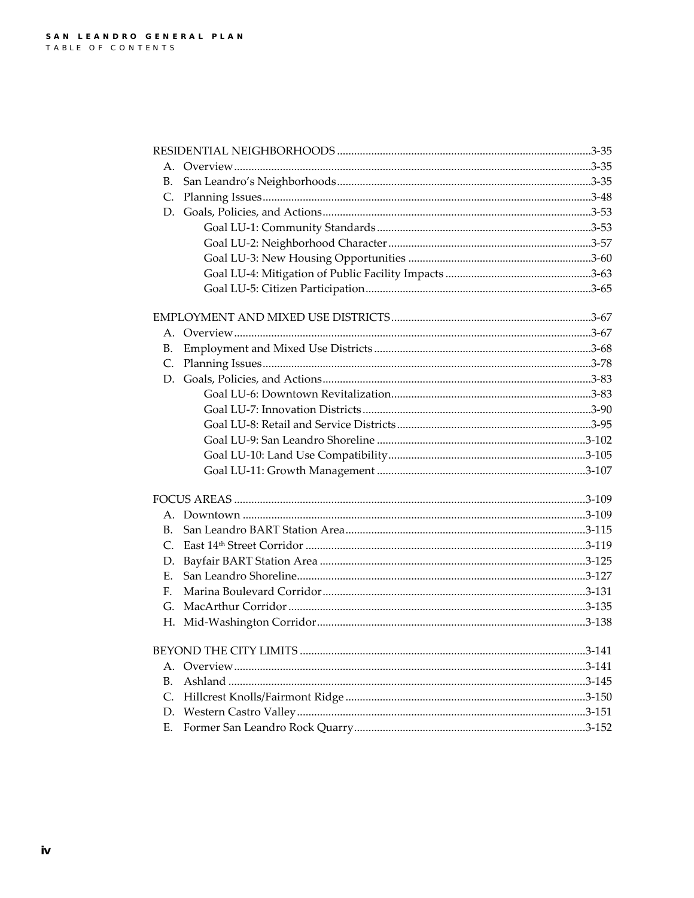RESIDENTIAL NEIGHBORHOODS ........................................................................................3-35

- A. Overview ........................................................................................3-35
- B. San Leandro's Neighborhoods ........................................................................................3-35
- C. Planning Issues ........................................................................................3-48
- D. Goals, Policies, and Actions ........................................................................................3-53
  - Goal LU-1: Community Standards ........................................................................................3-53
  - Goal LU-2: Neighborhood Character ........................................................................................3-57
  - Goal LU-3: New Housing Opportunities ........................................................................................3-60
  - Goal LU-4: Mitigation of Public Facility Impacts ........................................................................................3-63
  - Goal LU-5: Citizen Participation ........................................................................................3-65

EMPLOYMENT AND MIXED USE DISTRICTS ........................................................................................3-67

- A. Overview ........................................................................................3-67
- B. Employment and Mixed Use Districts ........................................................................................3-68
- C. Planning Issues ........................................................................................3-78
- D. Goals, Policies, and Actions ........................................................................................3-83
  - Goal LU-6: Downtown Revitalization ........................................................................................3-83
  - Goal LU-7: Innovation Districts ........................................................................................3-90
  - Goal LU-8: Retail and Service Districts ........................................................................................3-95
  - Goal LU-9: San Leandro Shoreline ........................................................................................3-102
  - Goal LU-10: Land Use Compatibility ........................................................................................3-105
  - Goal LU-11: Growth Management ........................................................................................3-107

FOCUS AREAS ........................................................................................3-109

- A. Downtown ........................................................................................3-109
- B. San Leandro BART Station Area ........................................................................................3-115
- C. East 14th Street Corridor ........................................................................................3-119
- D. Bayfair BART Station Area ........................................................................................3-125
- E. San Leandro Shoreline ........................................................................................3-127
- F. Marina Boulevard Corridor ........................................................................................3-131
- G. MacArthur Corridor ........................................................................................3-135
- H. Mid-Washington Corridor ........................................................................................3-138

BEYOND THE CITY LIMITS ........................................................................................3-141

- A. Overview ........................................................................................3-141
- B. Ashland ........................................................................................3-145
- C. Hillcrest Knolls/Fairmont Ridge ........................................................................................3-150
- D. Western Castro Valley ........................................................................................3-151
- E. Former San Leandro Rock Quarry ........................................................................................3-152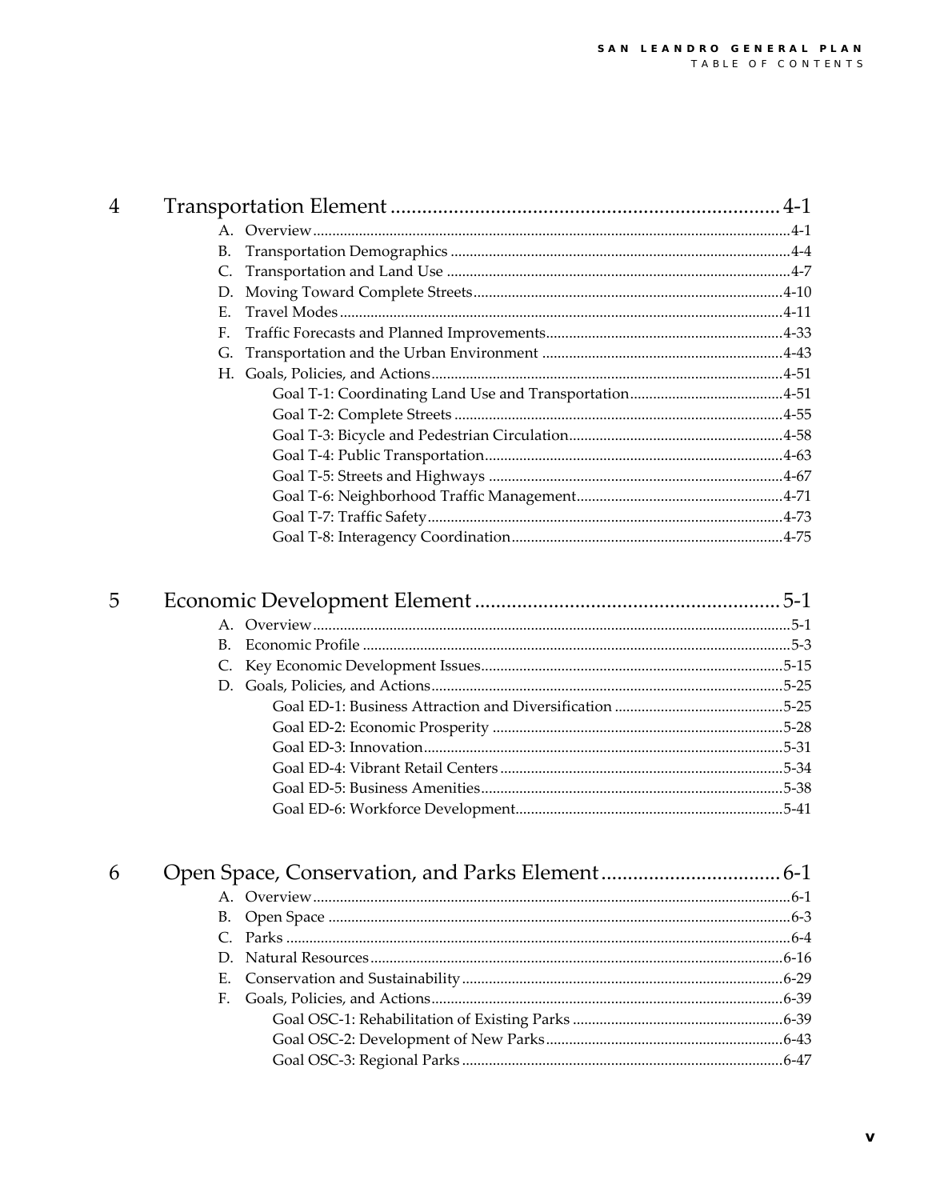## 4 Transportation Element ... 4-1

- A. Overview ... 4-1
- B. Transportation Demographics ... 4-4
- C. Transportation and Land Use ... 4-7
- D. Moving Toward Complete Streets ... 4-10
- E. Travel Modes ... 4-11
- F. Traffic Forecasts and Planned Improvements ... 4-33
- G. Transportation and the Urban Environment ... 4-43
- H. Goals, Policies, and Actions ... 4-51
  - Goal T-1: Coordinating Land Use and Transportation ... 4-51
  - Goal T-2: Complete Streets ... 4-55
  - Goal T-3: Bicycle and Pedestrian Circulation ... 4-58
  - Goal T-4: Public Transportation ... 4-63
  - Goal T-5: Streets and Highways ... 4-67
  - Goal T-6: Neighborhood Traffic Management ... 4-71
  - Goal T-7: Traffic Safety ... 4-73
  - Goal T-8: Interagency Coordination ... 4-75

## 5 Economic Development Element ... 5-1

- A. Overview ... 5-1
- B. Economic Profile ... 5-3
- C. Key Economic Development Issues ... 5-15
- D. Goals, Policies, and Actions ... 5-25
  - Goal ED-1: Business Attraction and Diversification ... 5-25
  - Goal ED-2: Economic Prosperity ... 5-28
  - Goal ED-3: Innovation ... 5-31
  - Goal ED-4: Vibrant Retail Centers ... 5-34
  - Goal ED-5: Business Amenities ... 5-38
  - Goal ED-6: Workforce Development ... 5-41

## 6 Open Space, Conservation, and Parks Element ... 6-1

- A. Overview ... 6-1
- B. Open Space ... 6-3
- C. Parks ... 6-4
- D. Natural Resources ... 6-16
- E. Conservation and Sustainability ... 6-29
- F. Goals, Policies, and Actions ... 6-39
  - Goal OSC-1: Rehabilitation of Existing Parks ... 6-39
  - Goal OSC-2: Development of New Parks ... 6-43
  - Goal OSC-3: Regional Parks ... 6-47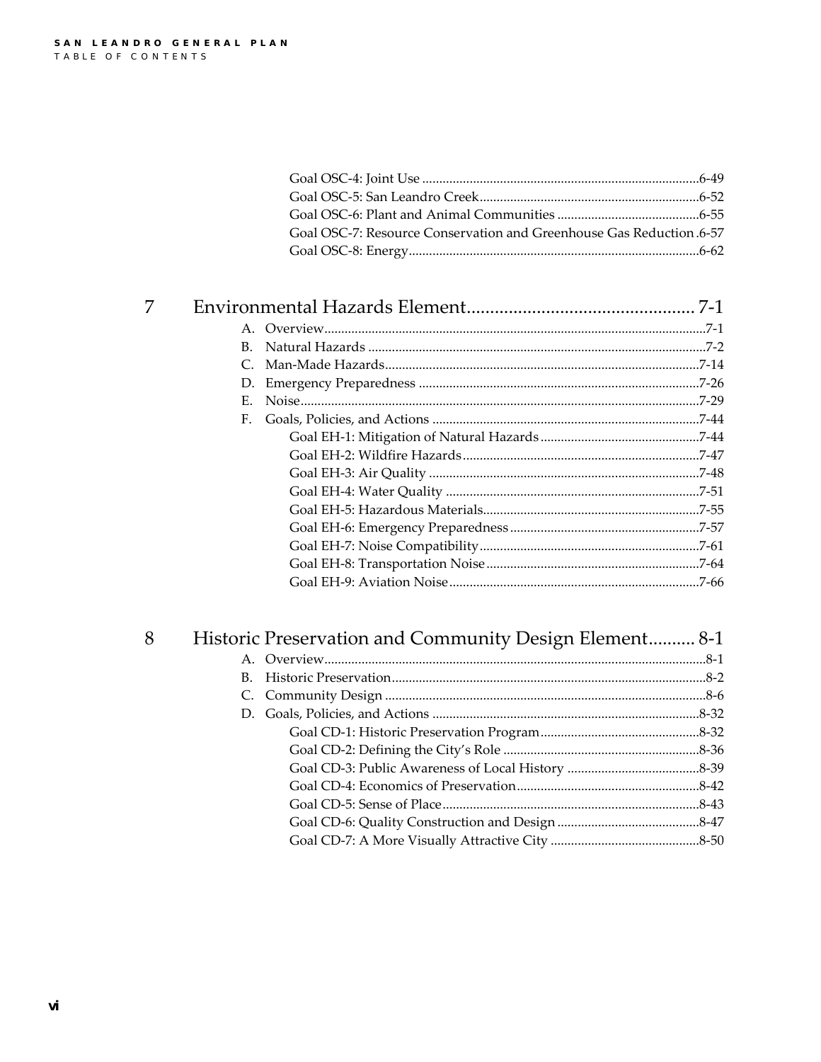Goal OSC-4: Joint Use ....................................................................................6-49
Goal OSC-5: San Leandro Creek.....................................................................6-52
Goal OSC-6: Plant and Animal Communities ...............................................6-55
Goal OSC-7: Resource Conservation and Greenhouse Gas Reduction .6-57
Goal OSC-8: Energy..........................................................................................6-62

## 7 Environmental Hazards Element................................................ 7-1

A. Overview...........................................................................................................7-1
B. Natural Hazards ...............................................................................................7-2
C. Man-Made Hazards........................................................................................7-14
D. Emergency Preparedness ..............................................................................7-26
E. Noise.................................................................................................................7-29
F. Goals, Policies, and Actions ..........................................................................7-44
Goal EH-1: Mitigation of Natural Hazards .................................................7-44
Goal EH-2: Wildfire Hazards........................................................................7-47
Goal EH-3: Air Quality ..................................................................................7-48
Goal EH-4: Water Quality .............................................................................7-51
Goal EH-5: Hazardous Materials..................................................................7-55
Goal EH-6: Emergency Preparedness ..........................................................7-57
Goal EH-7: Noise Compatibility...................................................................7-61
Goal EH-8: Transportation Noise ................................................................7-64
Goal EH-9: Aviation Noise ...........................................................................7-66

## 8 Historic Preservation and Community Design Element.......... 8-1

A. Overview...........................................................................................................8-1
B. Historic Preservation........................................................................................8-2
C. Community Design ..........................................................................................8-6
D. Goals, Policies, and Actions ..........................................................................8-32
Goal CD-1: Historic Preservation Program.................................................8-32
Goal CD-2: Defining the City's Role ............................................................8-36
Goal CD-3: Public Awareness of Local History ..........................................8-39
Goal CD-4: Economics of Preservation........................................................8-42
Goal CD-5: Sense of Place..............................................................................8-43
Goal CD-6: Quality Construction and Design ............................................8-47
Goal CD-7: A More Visually Attractive City ..............................................8-50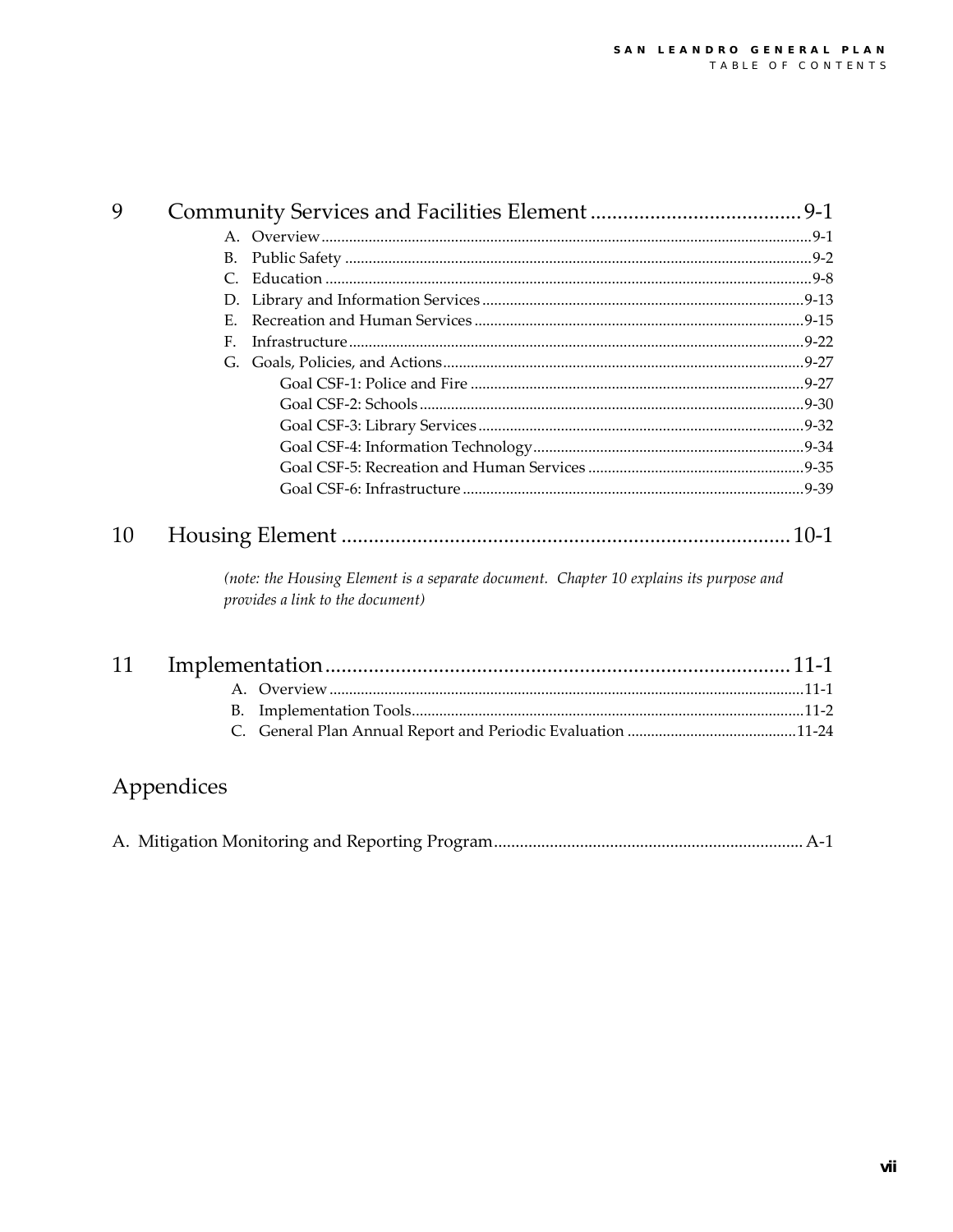## 9 Community Services and Facilities Element ....................................... 9-1

A. Overview ........................................................................................................... 9-1
B. Public Safety ..................................................................................................... 9-2
C. Education .......................................................................................................... 9-8
D. Library and Information Services ................................................................. 9-13
E. Recreation and Human Services .................................................................. 9-15
F. Infrastructure .................................................................................................. 9-22
G. Goals, Policies, and Actions ........................................................................... 9-27
    Goal CSF-1: Police and Fire .................................................................... 9-27
    Goal CSF-2: Schools ................................................................................. 9-30
    Goal CSF-3: Library Services .................................................................. 9-32
    Goal CSF-4: Information Technology .................................................... 9-34
    Goal CSF-5: Recreation and Human Services ....................................... 9-35
    Goal CSF-6: Infrastructure ...................................................................... 9-39

## 10 Housing Element ..................................................................................... 10-1

*(note: the Housing Element is a separate document. Chapter 10 explains its purpose and provides a link to the document)*

## 11 Implementation ....................................................................................... 11-1

A. Overview ........................................................................................................ 11-1
B. Implementation Tools ................................................................................... 11-2
C. General Plan Annual Report and Periodic Evaluation ........................... 11-24

## Appendices

A. Mitigation Monitoring and Reporting Program ....................................................................... A-1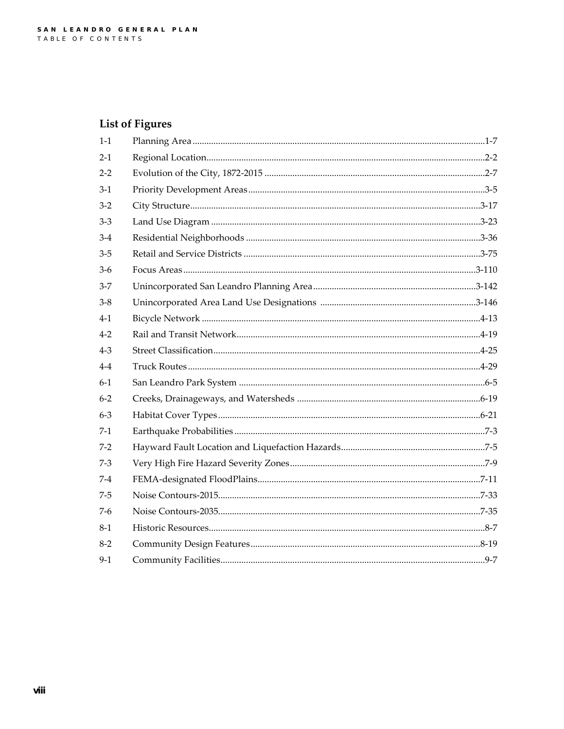## List of Figures

| | | |
|---|---|---|
| 1-1 | Planning Area | 1-7 |
| 2-1 | Regional Location | 2-2 |
| 2-2 | Evolution of the City, 1872-2015 | 2-7 |
| 3-1 | Priority Development Areas | 3-5 |
| 3-2 | City Structure | 3-17 |
| 3-3 | Land Use Diagram | 3-23 |
| 3-4 | Residential Neighborhoods | 3-36 |
| 3-5 | Retail and Service Districts | 3-75 |
| 3-6 | Focus Areas | 3-110 |
| 3-7 | Unincorporated San Leandro Planning Area | 3-142 |
| 3-8 | Unincorporated Area Land Use Designations | 3-146 |
| 4-1 | Bicycle Network | 4-13 |
| 4-2 | Rail and Transit Network | 4-19 |
| 4-3 | Street Classification | 4-25 |
| 4-4 | Truck Routes | 4-29 |
| 6-1 | San Leandro Park System | 6-5 |
| 6-2 | Creeks, Drainageways, and Watersheds | 6-19 |
| 6-3 | Habitat Cover Types | 6-21 |
| 7-1 | Earthquake Probabilities | 7-3 |
| 7-2 | Hayward Fault Location and Liquefaction Hazards | 7-5 |
| 7-3 | Very High Fire Hazard Severity Zones | 7-9 |
| 7-4 | FEMA-designated FloodPlains | 7-11 |
| 7-5 | Noise Contours-2015 | 7-33 |
| 7-6 | Noise Contours-2035 | 7-35 |
| 8-1 | Historic Resources | 8-7 |
| 8-2 | Community Design Features | 8-19 |
| 9-1 | Community Facilities | 9-7 |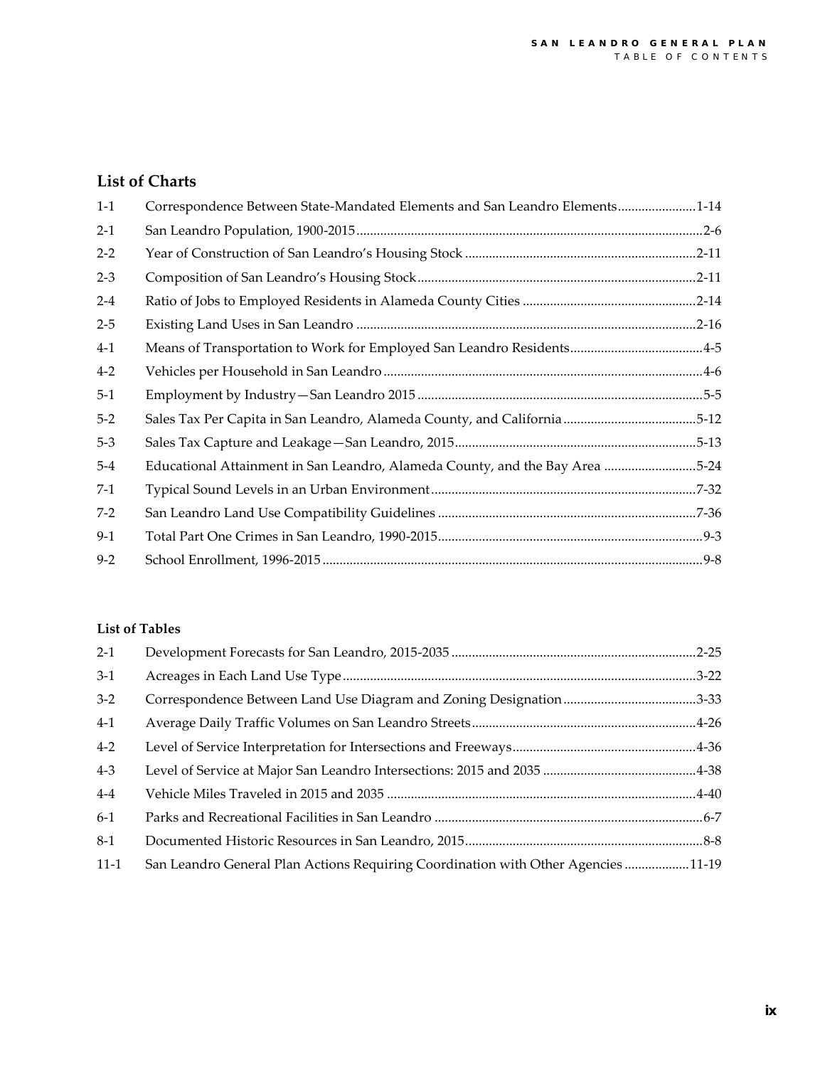## List of Charts

| | | |
|---|---|---|
| 1-1 | Correspondence Between State-Mandated Elements and San Leandro Elements | 1-14 |
| 2-1 | San Leandro Population, 1900-2015 | 2-6 |
| 2-2 | Year of Construction of San Leandro's Housing Stock | 2-11 |
| 2-3 | Composition of San Leandro's Housing Stock | 2-11 |
| 2-4 | Ratio of Jobs to Employed Residents in Alameda County Cities | 2-14 |
| 2-5 | Existing Land Uses in San Leandro | 2-16 |
| 4-1 | Means of Transportation to Work for Employed San Leandro Residents | 4-5 |
| 4-2 | Vehicles per Household in San Leandro | 4-6 |
| 5-1 | Employment by Industry—San Leandro 2015 | 5-5 |
| 5-2 | Sales Tax Per Capita in San Leandro, Alameda County, and California | 5-12 |
| 5-3 | Sales Tax Capture and Leakage—San Leandro, 2015 | 5-13 |
| 5-4 | Educational Attainment in San Leandro, Alameda County, and the Bay Area | 5-24 |
| 7-1 | Typical Sound Levels in an Urban Environment | 7-32 |
| 7-2 | San Leandro Land Use Compatibility Guidelines | 7-36 |
| 9-1 | Total Part One Crimes in San Leandro, 1990-2015 | 9-3 |
| 9-2 | School Enrollment, 1996-2015 | 9-8 |

### List of Tables

| | | |
|---|---|---|
| 2-1 | Development Forecasts for San Leandro, 2015-2035 | 2-25 |
| 3-1 | Acreages in Each Land Use Type | 3-22 |
| 3-2 | Correspondence Between Land Use Diagram and Zoning Designation | 3-33 |
| 4-1 | Average Daily Traffic Volumes on San Leandro Streets | 4-26 |
| 4-2 | Level of Service Interpretation for Intersections and Freeways | 4-36 |
| 4-3 | Level of Service at Major San Leandro Intersections: 2015 and 2035 | 4-38 |
| 4-4 | Vehicle Miles Traveled in 2015 and 2035 | 4-40 |
| 6-1 | Parks and Recreational Facilities in San Leandro | 6-7 |
| 8-1 | Documented Historic Resources in San Leandro, 2015 | 8-8 |
| 11-1 | San Leandro General Plan Actions Requiring Coordination with Other Agencies | 11-19 |